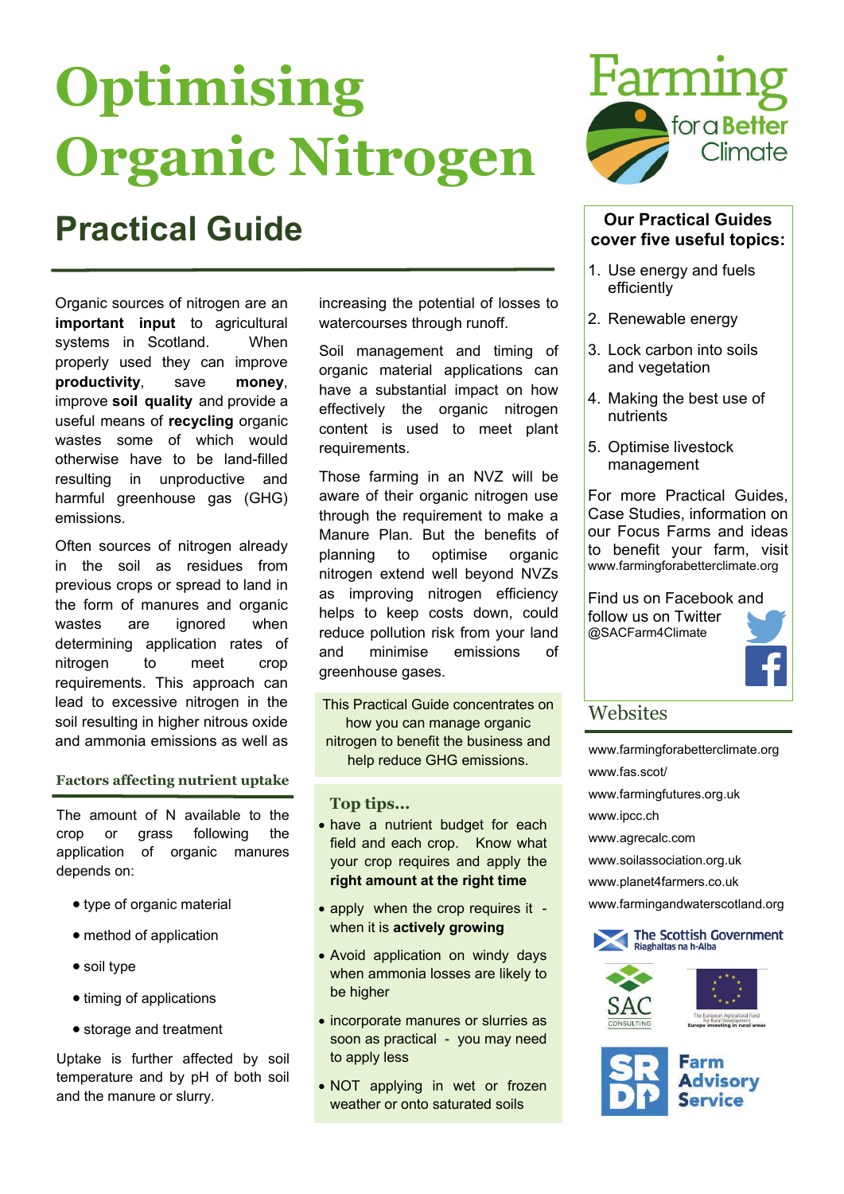# Optimising Organic Nitrogen

## Practical Guide

Organic sources of nitrogen are an **important input** to agricultural systems in Scotland. When properly used they can improve **productivity**, save **money**, improve **soil quality** and provide a useful means of **recycling** organic wastes some of which would otherwise have to be land-filled resulting in unproductive and harmful greenhouse gas (GHG) emissions.

Often sources of nitrogen already in the soil as residues from previous crops or spread to land in the form of manures and organic wastes are ignored when determining application rates of nitrogen to meet crop requirements. This approach can lead to excessive nitrogen in the soil resulting in higher nitrous oxide and ammonia emissions as well as increasing the potential of losses to watercourses through runoff.

Soil management and timing of organic material applications can have a substantial impact on how effectively the organic nitrogen content is used to meet plant requirements.

Those farming in an NVZ will be aware of their organic nitrogen use through the requirement to make a Manure Plan. But the benefits of planning to optimise organic nitrogen extend well beyond NVZs as improving nitrogen efficiency helps to keep costs down, could reduce pollution risk from your land and minimise emissions of greenhouse gases.

This Practical Guide concentrates on how you can manage organic nitrogen to benefit the business and help reduce GHG emissions.

### Factors affecting nutrient uptake

The amount of N available to the crop or grass following the application of organic manures depends on:

- type of organic material
- method of application
- soil type
- timing of applications
- storage and treatment

Uptake is further affected by soil temperature and by pH of both soil and the manure or slurry.

### Top tips...

- have a nutrient budget for each field and each crop. Know what your crop requires and apply the **right amount at the right time**
- apply when the crop requires it - when it is **actively growing**
- Avoid application on windy days when ammonia losses are likely to be higher
- incorporate manures or slurries as soon as practical - you may need to apply less
- NOT applying in wet or frozen weather or onto saturated soils

Farming for a Better Climate

**Our Practical Guides cover five useful topics:**

1. Use energy and fuels efficiently
2. Renewable energy
3. Lock carbon into soils and vegetation
4. Making the best use of nutrients
5. Optimise livestock management

For more Practical Guides, Case Studies, information on our Focus Farms and ideas to benefit your farm, visit www.farmingforabetterclimate.org

Find us on Facebook and follow us on Twitter @SACFarm4Climate

### Websites

www.farmingforabetterclimate.org
www.fas.scot/
www.farmingfutures.org.uk
www.ipcc.ch
www.agrecalc.com
www.soilassociation.org.uk
www.planet4farmers.co.uk
www.farmingandwaterscotland.org

The Scottish Government
Riaghaltas na h-Alba

SAC Consulting

The European Agricultural Fund for Rural Development: Europe investing in rural areas

SRDP Farm Advisory Service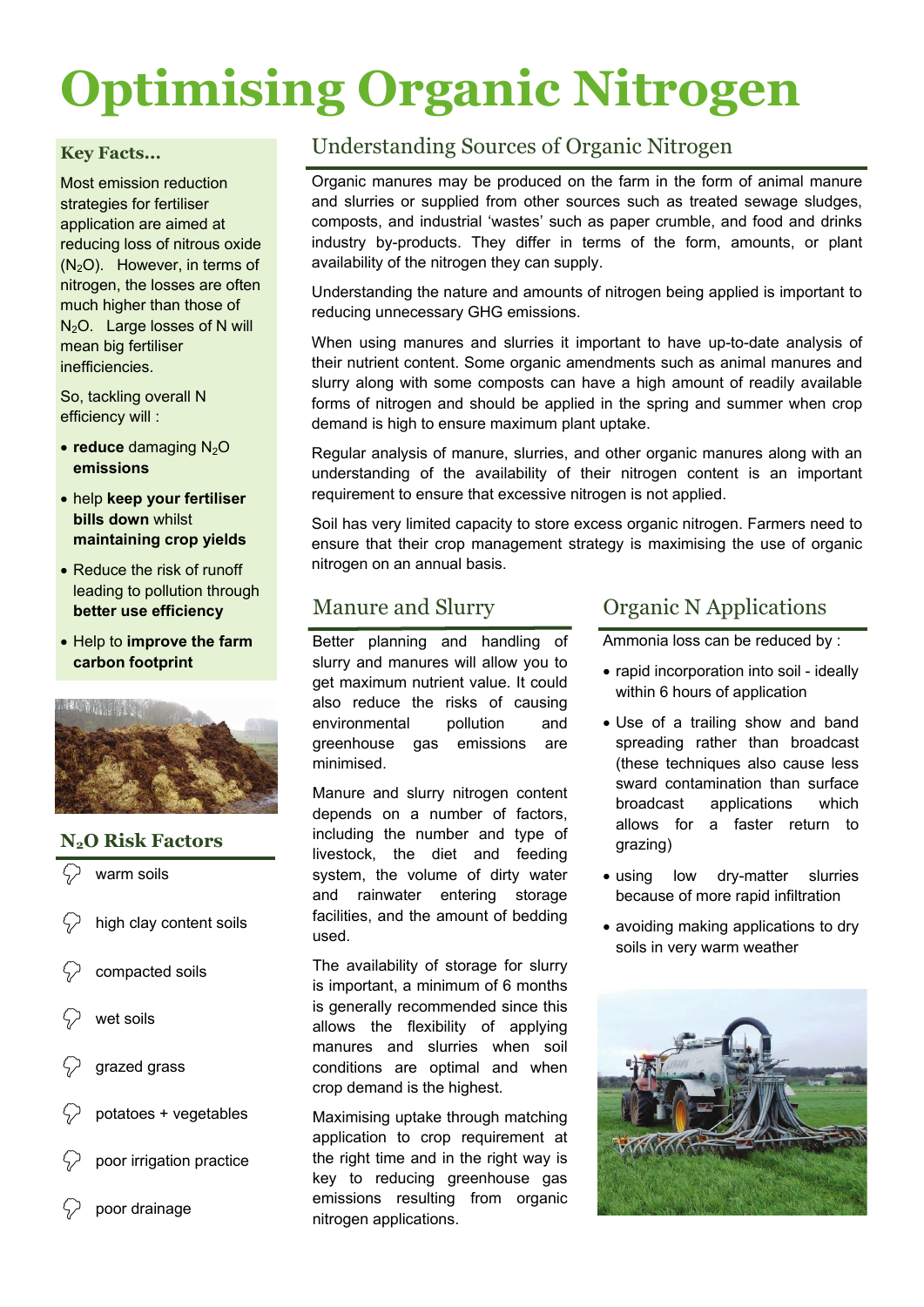# Optimising Organic Nitrogen

### Key Facts…

Most emission reduction strategies for fertiliser application are aimed at reducing loss of nitrous oxide ($N_2O$). However, in terms of nitrogen, the losses are often much higher than those of $N_2O$. Large losses of N will mean big fertiliser inefficiencies.

So, tackling overall N efficiency will :

- **reduce** damaging $N_2O$ **emissions**
- help **keep your fertiliser bills down** whilst **maintaining crop yields**
- Reduce the risk of runoff leading to pollution through **better use efficiency**
- Help to **improve the farm carbon footprint**

### $N_2O$ Risk Factors

- warm soils
- high clay content soils
- compacted soils
- wet soils
- grazed grass
- potatoes + vegetables
- poor irrigation practice
- poor drainage

## Understanding Sources of Organic Nitrogen

Organic manures may be produced on the farm in the form of animal manure and slurries or supplied from other sources such as treated sewage sludges, composts, and industrial 'wastes' such as paper crumble, and food and drinks industry by-products. They differ in terms of the form, amounts, or plant availability of the nitrogen they can supply.

Understanding the nature and amounts of nitrogen being applied is important to reducing unnecessary GHG emissions.

When using manures and slurries it important to have up-to-date analysis of their nutrient content. Some organic amendments such as animal manures and slurry along with some composts can have a high amount of readily available forms of nitrogen and should be applied in the spring and summer when crop demand is high to ensure maximum plant uptake.

Regular analysis of manure, slurries, and other organic manures along with an understanding of the availability of their nitrogen content is an important requirement to ensure that excessive nitrogen is not applied.

Soil has very limited capacity to store excess organic nitrogen. Farmers need to ensure that their crop management strategy is maximising the use of organic nitrogen on an annual basis.

## Manure and Slurry

Better planning and handling of slurry and manures will allow you to get maximum nutrient value. It could also reduce the risks of causing environmental pollution and greenhouse gas emissions are minimised.

Manure and slurry nitrogen content depends on a number of factors, including the number and type of livestock, the diet and feeding system, the volume of dirty water and rainwater entering storage facilities, and the amount of bedding used.

The availability of storage for slurry is important, a minimum of 6 months is generally recommended since this allows the flexibility of applying manures and slurries when soil conditions are optimal and when crop demand is the highest.

Maximising uptake through matching application to crop requirement at the right time and in the right way is key to reducing greenhouse gas emissions resulting from organic nitrogen applications.

## Organic N Applications

Ammonia loss can be reduced by :

- rapid incorporation into soil - ideally within 6 hours of application
- Use of a trailing show and band spreading rather than broadcast (these techniques also cause less sward contamination than surface broadcast applications which allows for a faster return to grazing)
- using low dry-matter slurries because of more rapid infiltration
- avoiding making applications to dry soils in very warm weather